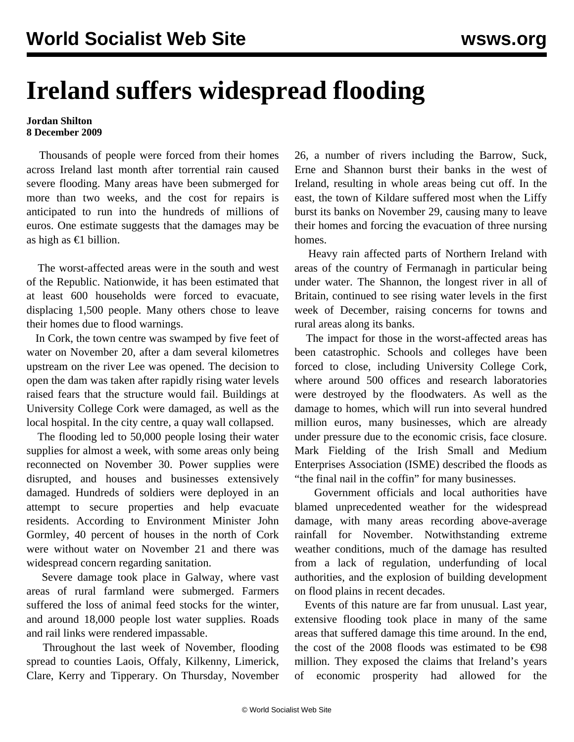# Ireland suffers widespread flooding

**Jordan Shilton**
**8 December 2009**

Thousands of people were forced from their homes across Ireland last month after torrential rain caused severe flooding. Many areas have been submerged for more than two weeks, and the cost for repairs is anticipated to run into the hundreds of millions of euros. One estimate suggests that the damages may be as high as €1 billion.

The worst-affected areas were in the south and west of the Republic. Nationwide, it has been estimated that at least 600 households were forced to evacuate, displacing 1,500 people. Many others chose to leave their homes due to flood warnings.

In Cork, the town centre was swamped by five feet of water on November 20, after a dam several kilometres upstream on the river Lee was opened. The decision to open the dam was taken after rapidly rising water levels raised fears that the structure would fail. Buildings at University College Cork were damaged, as well as the local hospital. In the city centre, a quay wall collapsed.

The flooding led to 50,000 people losing their water supplies for almost a week, with some areas only being reconnected on November 30. Power supplies were disrupted, and houses and businesses extensively damaged. Hundreds of soldiers were deployed in an attempt to secure properties and help evacuate residents. According to Environment Minister John Gormley, 40 percent of houses in the north of Cork were without water on November 21 and there was widespread concern regarding sanitation.

Severe damage took place in Galway, where vast areas of rural farmland were submerged. Farmers suffered the loss of animal feed stocks for the winter, and around 18,000 people lost water supplies. Roads and rail links were rendered impassable.

Throughout the last week of November, flooding spread to counties Laois, Offaly, Kilkenny, Limerick, Clare, Kerry and Tipperary. On Thursday, November 26, a number of rivers including the Barrow, Suck, Erne and Shannon burst their banks in the west of Ireland, resulting in whole areas being cut off. In the east, the town of Kildare suffered most when the Liffy burst its banks on November 29, causing many to leave their homes and forcing the evacuation of three nursing homes.

Heavy rain affected parts of Northern Ireland with areas of the country of Fermanagh in particular being under water. The Shannon, the longest river in all of Britain, continued to see rising water levels in the first week of December, raising concerns for towns and rural areas along its banks.

The impact for those in the worst-affected areas has been catastrophic. Schools and colleges have been forced to close, including University College Cork, where around 500 offices and research laboratories were destroyed by the floodwaters. As well as the damage to homes, which will run into several hundred million euros, many businesses, which are already under pressure due to the economic crisis, face closure. Mark Fielding of the Irish Small and Medium Enterprises Association (ISME) described the floods as "the final nail in the coffin" for many businesses.

Government officials and local authorities have blamed unprecedented weather for the widespread damage, with many areas recording above-average rainfall for November. Notwithstanding extreme weather conditions, much of the damage has resulted from a lack of regulation, underfunding of local authorities, and the explosion of building development on flood plains in recent decades.

Events of this nature are far from unusual. Last year, extensive flooding took place in many of the same areas that suffered damage this time around. In the end, the cost of the 2008 floods was estimated to be €98 million. They exposed the claims that Ireland's years of economic prosperity had allowed for the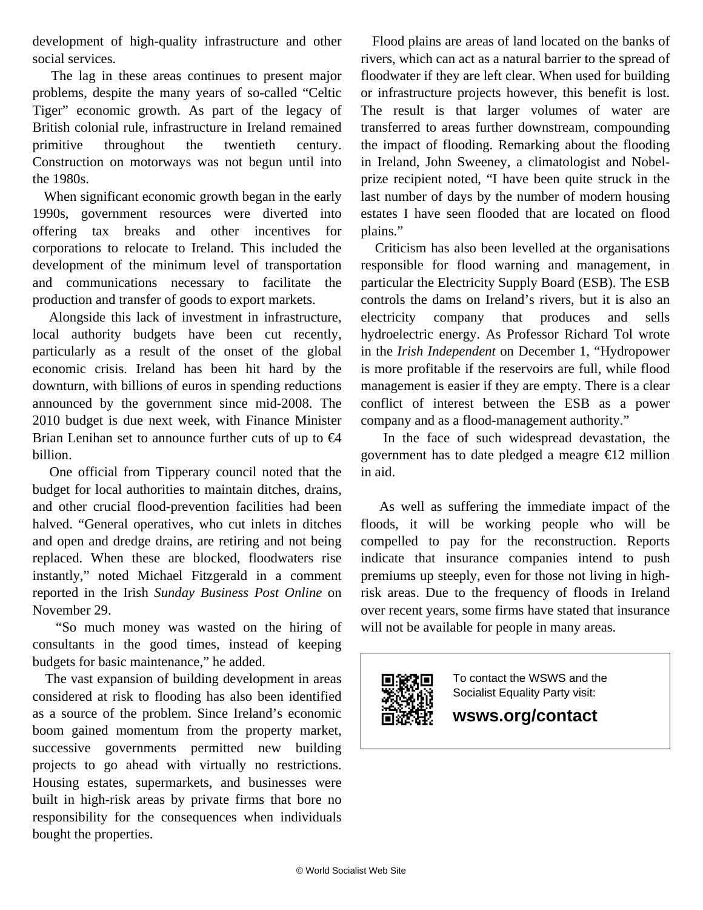development of high-quality infrastructure and other social services.

The lag in these areas continues to present major problems, despite the many years of so-called "Celtic Tiger" economic growth. As part of the legacy of British colonial rule, infrastructure in Ireland remained primitive throughout the twentieth century. Construction on motorways was not begun until into the 1980s.

When significant economic growth began in the early 1990s, government resources were diverted into offering tax breaks and other incentives for corporations to relocate to Ireland. This included the development of the minimum level of transportation and communications necessary to facilitate the production and transfer of goods to export markets.

Alongside this lack of investment in infrastructure, local authority budgets have been cut recently, particularly as a result of the onset of the global economic crisis. Ireland has been hit hard by the downturn, with billions of euros in spending reductions announced by the government since mid-2008. The 2010 budget is due next week, with Finance Minister Brian Lenihan set to announce further cuts of up to €4 billion.

One official from Tipperary council noted that the budget for local authorities to maintain ditches, drains, and other crucial flood-prevention facilities had been halved. "General operatives, who cut inlets in ditches and open and dredge drains, are retiring and not being replaced. When these are blocked, floodwaters rise instantly," noted Michael Fitzgerald in a comment reported in the Irish *Sunday Business Post Online* on November 29.

"So much money was wasted on the hiring of consultants in the good times, instead of keeping budgets for basic maintenance," he added.

The vast expansion of building development in areas considered at risk to flooding has also been identified as a source of the problem. Since Ireland's economic boom gained momentum from the property market, successive governments permitted new building projects to go ahead with virtually no restrictions. Housing estates, supermarkets, and businesses were built in high-risk areas by private firms that bore no responsibility for the consequences when individuals bought the properties.

Flood plains are areas of land located on the banks of rivers, which can act as a natural barrier to the spread of floodwater if they are left clear. When used for building or infrastructure projects however, this benefit is lost. The result is that larger volumes of water are transferred to areas further downstream, compounding the impact of flooding. Remarking about the flooding in Ireland, John Sweeney, a climatologist and Nobel-prize recipient noted, "I have been quite struck in the last number of days by the number of modern housing estates I have seen flooded that are located on flood plains."

Criticism has also been levelled at the organisations responsible for flood warning and management, in particular the Electricity Supply Board (ESB). The ESB controls the dams on Ireland's rivers, but it is also an electricity company that produces and sells hydroelectric energy. As Professor Richard Tol wrote in the *Irish Independent* on December 1, "Hydropower is more profitable if the reservoirs are full, while flood management is easier if they are empty. There is a clear conflict of interest between the ESB as a power company and as a flood-management authority."

In the face of such widespread devastation, the government has to date pledged a meagre €12 million in aid.

As well as suffering the immediate impact of the floods, it will be working people who will be compelled to pay for the reconstruction. Reports indicate that insurance companies intend to push premiums up steeply, even for those not living in high-risk areas. Due to the frequency of floods in Ireland over recent years, some firms have stated that insurance will not be available for people in many areas.

To contact the WSWS and the Socialist Equality Party visit:

**wsws.org/contact**